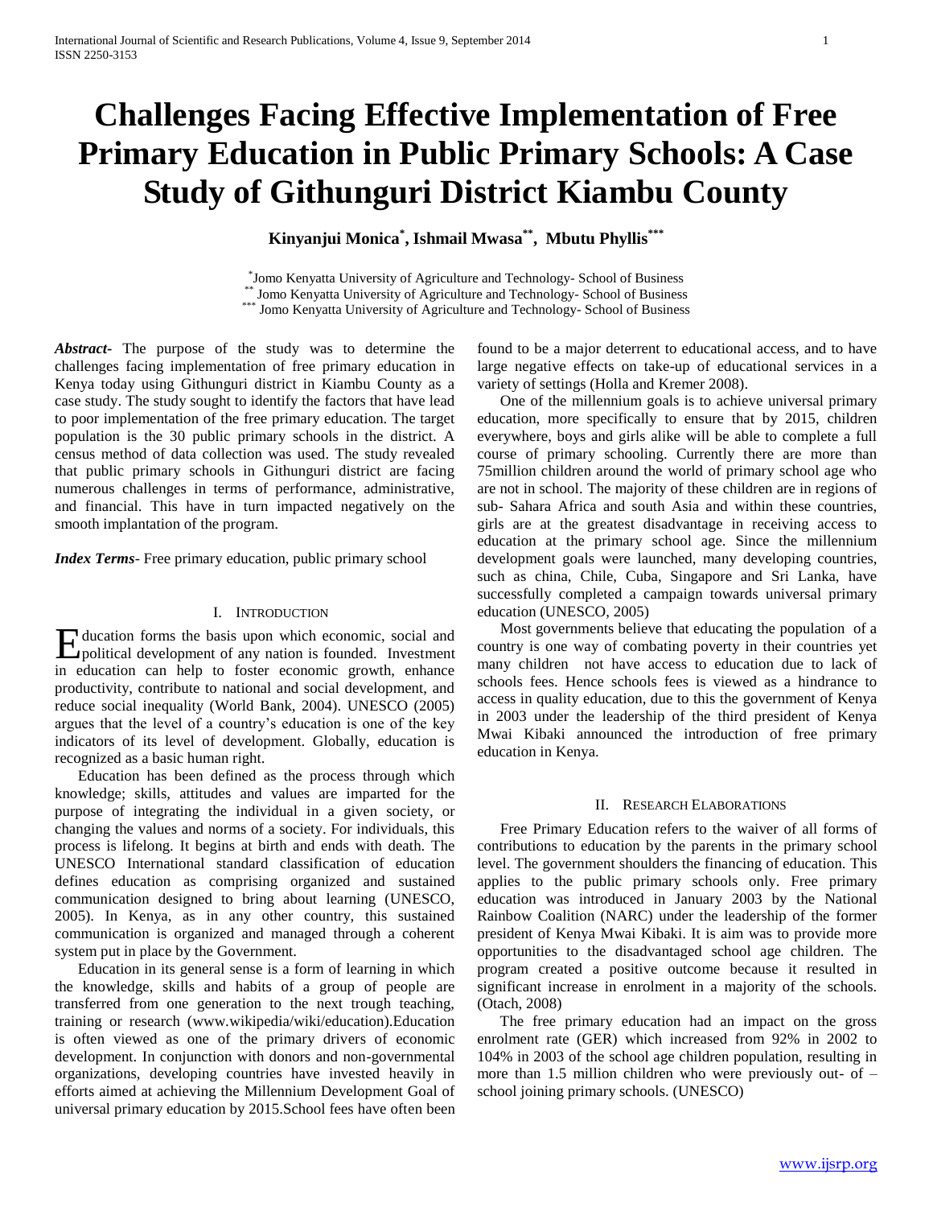# Challenges Facing Effective Implementation of Free Primary Education in Public Primary Schools: A Case Study of Githunguri District Kiambu County

**Kinyanjui Monica[*], Ishmail Mwasa[**], Mbutu Phyllis[***]**

[*]Jomo Kenyatta University of Agriculture and Technology- School of Business
[**] Jomo Kenyatta University of Agriculture and Technology- School of Business
[***] Jomo Kenyatta University of Agriculture and Technology- School of Business

***Abstract-*** The purpose of the study was to determine the challenges facing implementation of free primary education in Kenya today using Githunguri district in Kiambu County as a case study. The study sought to identify the factors that have lead to poor implementation of the free primary education. The target population is the 30 public primary schools in the district. A census method of data collection was used. The study revealed that public primary schools in Githunguri district are facing numerous challenges in terms of performance, administrative, and financial. This have in turn impacted negatively on the smooth implantation of the program.

***Index Terms-*** Free primary education, public primary school

## I. Introduction

Education forms the basis upon which economic, social and political development of any nation is founded. Investment in education can help to foster economic growth, enhance productivity, contribute to national and social development, and reduce social inequality (World Bank, 2004). UNESCO (2005) argues that the level of a country's education is one of the key indicators of its level of development. Globally, education is recognized as a basic human right.

Education has been defined as the process through which knowledge; skills, attitudes and values are imparted for the purpose of integrating the individual in a given society, or changing the values and norms of a society. For individuals, this process is lifelong. It begins at birth and ends with death. The UNESCO International standard classification of education defines education as comprising organized and sustained communication designed to bring about learning (UNESCO, 2005). In Kenya, as in any other country, this sustained communication is organized and managed through a coherent system put in place by the Government.

Education in its general sense is a form of learning in which the knowledge, skills and habits of a group of people are transferred from one generation to the next trough teaching, training or research (www.wikipedia/wiki/education).Education is often viewed as one of the primary drivers of economic development. In conjunction with donors and non-governmental organizations, developing countries have invested heavily in efforts aimed at achieving the Millennium Development Goal of universal primary education by 2015.School fees have often been found to be a major deterrent to educational access, and to have large negative effects on take-up of educational services in a variety of settings (Holla and Kremer 2008).

One of the millennium goals is to achieve universal primary education, more specifically to ensure that by 2015, children everywhere, boys and girls alike will be able to complete a full course of primary schooling. Currently there are more than 75million children around the world of primary school age who are not in school. The majority of these children are in regions of sub- Sahara Africa and south Asia and within these countries, girls are at the greatest disadvantage in receiving access to education at the primary school age. Since the millennium development goals were launched, many developing countries, such as china, Chile, Cuba, Singapore and Sri Lanka, have successfully completed a campaign towards universal primary education (UNESCO, 2005)

Most governments believe that educating the population of a country is one way of combating poverty in their countries yet many children not have access to education due to lack of schools fees. Hence schools fees is viewed as a hindrance to access in quality education, due to this the government of Kenya in 2003 under the leadership of the third president of Kenya Mwai Kibaki announced the introduction of free primary education in Kenya.

## II. Research Elaborations

Free Primary Education refers to the waiver of all forms of contributions to education by the parents in the primary school level. The government shoulders the financing of education. This applies to the public primary schools only. Free primary education was introduced in January 2003 by the National Rainbow Coalition (NARC) under the leadership of the former president of Kenya Mwai Kibaki. It is aim was to provide more opportunities to the disadvantaged school age children. The program created a positive outcome because it resulted in significant increase in enrolment in a majority of the schools. (Otach, 2008)

The free primary education had an impact on the gross enrolment rate (GER) which increased from 92% in 2002 to 104% in 2003 of the school age children population, resulting in more than 1.5 million children who were previously out- of – school joining primary schools. (UNESCO)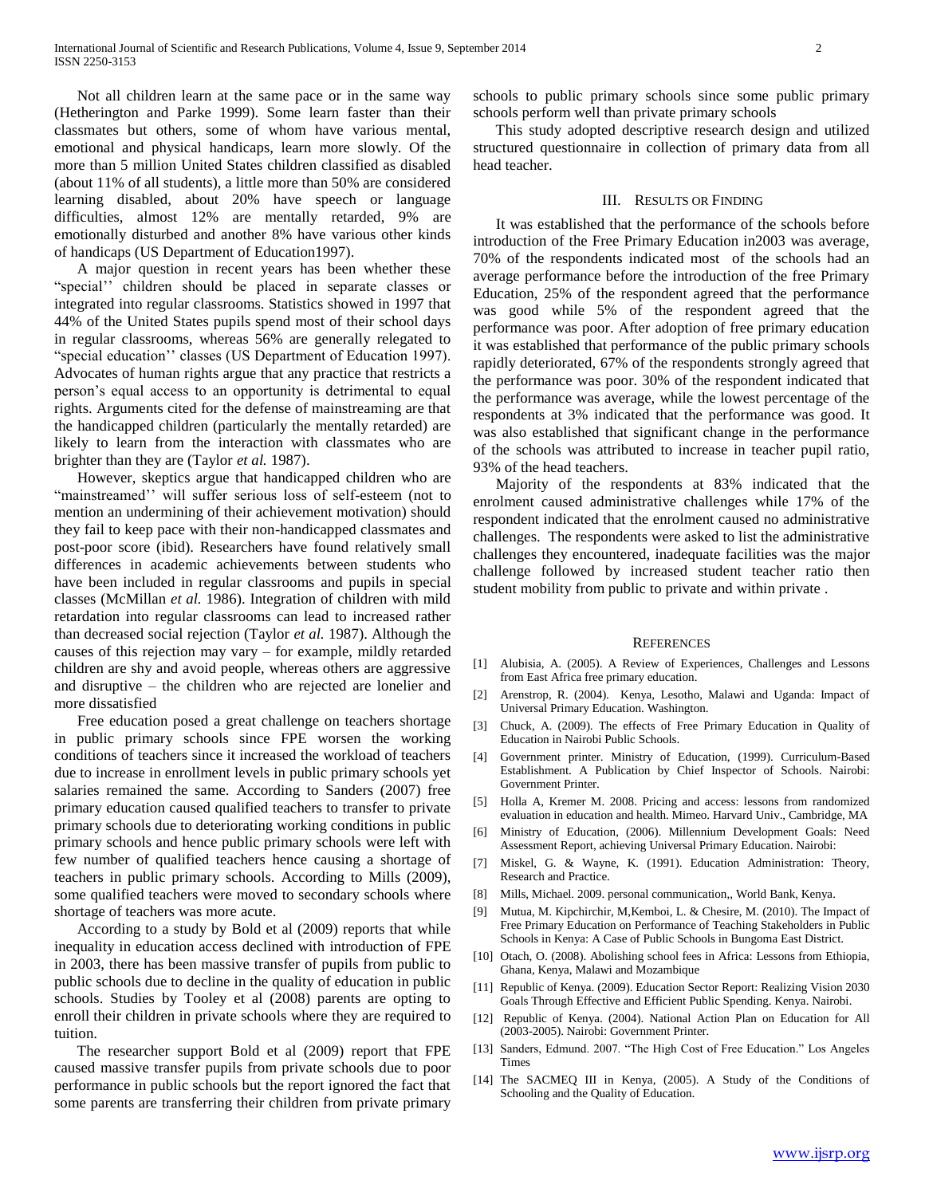Not all children learn at the same pace or in the same way (Hetherington and Parke 1999). Some learn faster than their classmates but others, some of whom have various mental, emotional and physical handicaps, learn more slowly. Of the more than 5 million United States children classified as disabled (about 11% of all students), a little more than 50% are considered learning disabled, about 20% have speech or language difficulties, almost 12% are mentally retarded, 9% are emotionally disturbed and another 8% have various other kinds of handicaps (US Department of Education1997).

A major question in recent years has been whether these "special'' children should be placed in separate classes or integrated into regular classrooms. Statistics showed in 1997 that 44% of the United States pupils spend most of their school days in regular classrooms, whereas 56% are generally relegated to "special education'' classes (US Department of Education 1997). Advocates of human rights argue that any practice that restricts a person's equal access to an opportunity is detrimental to equal rights. Arguments cited for the defense of mainstreaming are that the handicapped children (particularly the mentally retarded) are likely to learn from the interaction with classmates who are brighter than they are (Taylor *et al.* 1987).

However, skeptics argue that handicapped children who are "mainstreamed'' will suffer serious loss of self-esteem (not to mention an undermining of their achievement motivation) should they fail to keep pace with their non-handicapped classmates and post-poor score (ibid). Researchers have found relatively small differences in academic achievements between students who have been included in regular classrooms and pupils in special classes (McMillan *et al.* 1986). Integration of children with mild retardation into regular classrooms can lead to increased rather than decreased social rejection (Taylor *et al.* 1987). Although the causes of this rejection may vary – for example, mildly retarded children are shy and avoid people, whereas others are aggressive and disruptive – the children who are rejected are lonelier and more dissatisfied

Free education posed a great challenge on teachers shortage in public primary schools since FPE worsen the working conditions of teachers since it increased the workload of teachers due to increase in enrollment levels in public primary schools yet salaries remained the same. According to Sanders (2007) free primary education caused qualified teachers to transfer to private primary schools due to deteriorating working conditions in public primary schools and hence public primary schools were left with few number of qualified teachers hence causing a shortage of teachers in public primary schools. According to Mills (2009), some qualified teachers were moved to secondary schools where shortage of teachers was more acute.

According to a study by Bold et al (2009) reports that while inequality in education access declined with introduction of FPE in 2003, there has been massive transfer of pupils from public to public schools due to decline in the quality of education in public schools. Studies by Tooley et al (2008) parents are opting to enroll their children in private schools where they are required to tuition.

The researcher support Bold et al (2009) report that FPE caused massive transfer pupils from private schools due to poor performance in public schools but the report ignored the fact that some parents are transferring their children from private primary schools to public primary schools since some public primary schools perform well than private primary schools

This study adopted descriptive research design and utilized structured questionnaire in collection of primary data from all head teacher.

## III. Results or Finding

It was established that the performance of the schools before introduction of the Free Primary Education in2003 was average, 70% of the respondents indicated most of the schools had an average performance before the introduction of the free Primary Education, 25% of the respondent agreed that the performance was good while 5% of the respondent agreed that the performance was poor. After adoption of free primary education it was established that performance of the public primary schools rapidly deteriorated, 67% of the respondents strongly agreed that the performance was poor. 30% of the respondent indicated that the performance was average, while the lowest percentage of the respondents at 3% indicated that the performance was good. It was also established that significant change in the performance of the schools was attributed to increase in teacher pupil ratio, 93% of the head teachers.

Majority of the respondents at 83% indicated that the enrolment caused administrative challenges while 17% of the respondent indicated that the enrolment caused no administrative challenges. The respondents were asked to list the administrative challenges they encountered, inadequate facilities was the major challenge followed by increased student teacher ratio then student mobility from public to private and within private .

## References

[1] Alubisia, A. (2005). A Review of Experiences, Challenges and Lessons from East Africa free primary education.

[2] Arenstrop, R. (2004). Kenya, Lesotho, Malawi and Uganda: Impact of Universal Primary Education. Washington.

[3] Chuck, A. (2009). The effects of Free Primary Education in Quality of Education in Nairobi Public Schools.

[4] Government printer. Ministry of Education, (1999). Curriculum-Based Establishment. A Publication by Chief Inspector of Schools. Nairobi: Government Printer.

[5] Holla A, Kremer M. 2008. Pricing and access: lessons from randomized evaluation in education and health. Mimeo. Harvard Univ., Cambridge, MA

[6] Ministry of Education, (2006). Millennium Development Goals: Need Assessment Report, achieving Universal Primary Education. Nairobi:

[7] Miskel, G. & Wayne, K. (1991). Education Administration: Theory, Research and Practice.

[8] Mills, Michael. 2009. personal communication,, World Bank, Kenya.

[9] Mutua, M. Kipchirchir, M,Kemboi, L. & Chesire, M. (2010). The Impact of Free Primary Education on Performance of Teaching Stakeholders in Public Schools in Kenya: A Case of Public Schools in Bungoma East District.

[10] Otach, O. (2008). Abolishing school fees in Africa: Lessons from Ethiopia, Ghana, Kenya, Malawi and Mozambique

[11] Republic of Kenya. (2009). Education Sector Report: Realizing Vision 2030 Goals Through Effective and Efficient Public Spending. Kenya. Nairobi.

[12] Republic of Kenya. (2004). National Action Plan on Education for All (2003-2005). Nairobi: Government Printer.

[13] Sanders, Edmund. 2007. "The High Cost of Free Education." Los Angeles Times

[14] The SACMEQ III in Kenya, (2005). A Study of the Conditions of Schooling and the Quality of Education.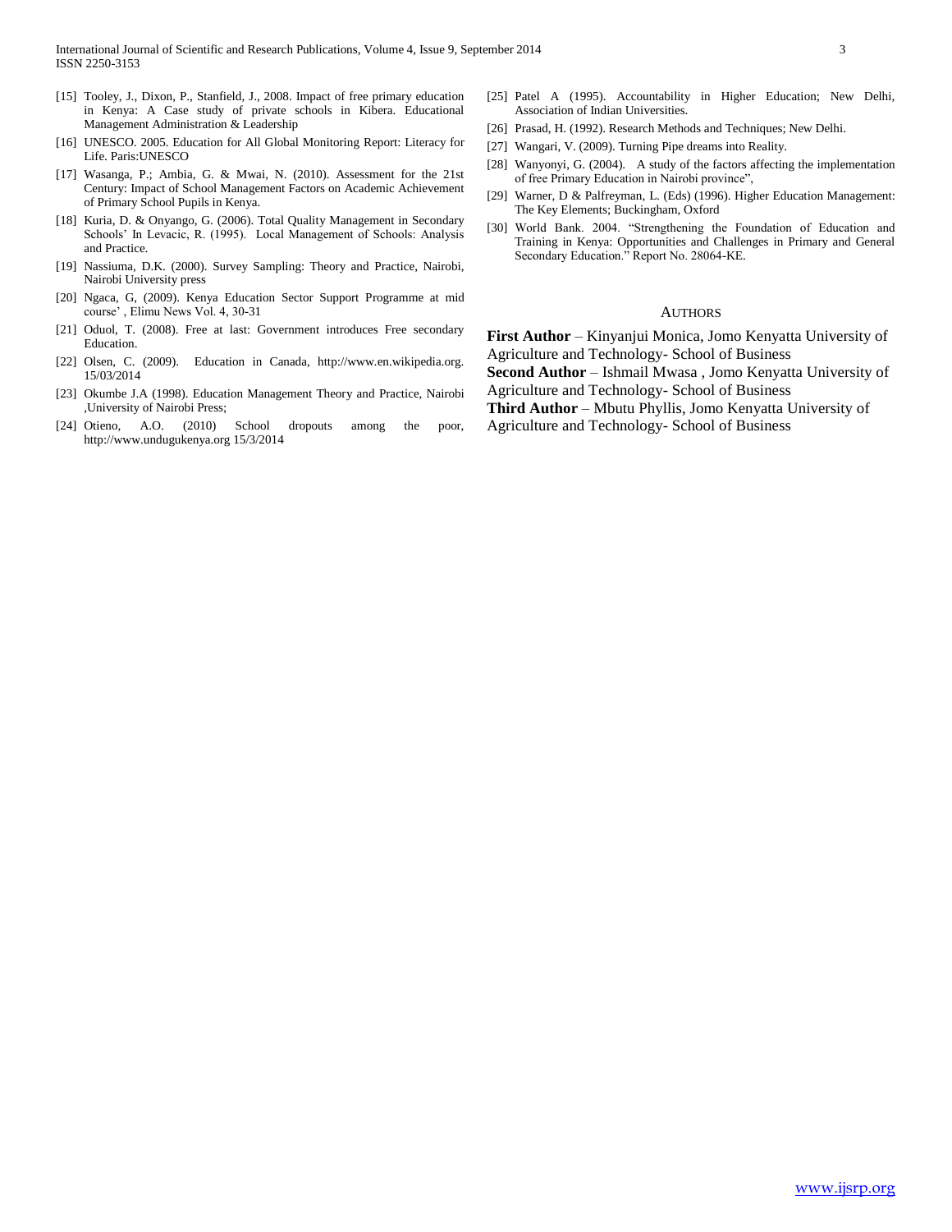[15] Tooley, J., Dixon, P., Stanfield, J., 2008. Impact of free primary education in Kenya: A Case study of private schools in Kibera. Educational Management Administration & Leadership

[16] UNESCO. 2005. Education for All Global Monitoring Report: Literacy for Life. Paris:UNESCO

[17] Wasanga, P.; Ambia, G. & Mwai, N. (2010). Assessment for the 21st Century: Impact of School Management Factors on Academic Achievement of Primary School Pupils in Kenya.

[18] Kuria, D. & Onyango, G. (2006). Total Quality Management in Secondary Schools' In Levacic, R. (1995). Local Management of Schools: Analysis and Practice.

[19] Nassiuma, D.K. (2000). Survey Sampling: Theory and Practice, Nairobi, Nairobi University press

[20] Ngaca, G, (2009). Kenya Education Sector Support Programme at mid course' , Elimu News Vol. 4, 30-31

[21] Oduol, T. (2008). Free at last: Government introduces Free secondary Education.

[22] Olsen, C. (2009). Education in Canada, http://www.en.wikipedia.org. 15/03/2014

[23] Okumbe J.A (1998). Education Management Theory and Practice, Nairobi ,University of Nairobi Press;

[24] Otieno, A.O. (2010) School dropouts among the poor, http://www.undugukenya.org 15/3/2014

[25] Patel A (1995). Accountability in Higher Education; New Delhi, Association of Indian Universities.

[26] Prasad, H. (1992). Research Methods and Techniques; New Delhi.

[27] Wangari, V. (2009). Turning Pipe dreams into Reality.

[28] Wanyonyi, G. (2004). A study of the factors affecting the implementation of free Primary Education in Nairobi province",

[29] Warner, D & Palfreyman, L. (Eds) (1996). Higher Education Management: The Key Elements; Buckingham, Oxford

[30] World Bank. 2004. "Strengthening the Foundation of Education and Training in Kenya: Opportunities and Challenges in Primary and General Secondary Education." Report No. 28064-KE.

## AUTHORS

**First Author** – Kinyanjui Monica, Jomo Kenyatta University of Agriculture and Technology- School of Business

**Second Author** – Ishmail Mwasa , Jomo Kenyatta University of Agriculture and Technology- School of Business

**Third Author** – Mbutu Phyllis, Jomo Kenyatta University of Agriculture and Technology- School of Business